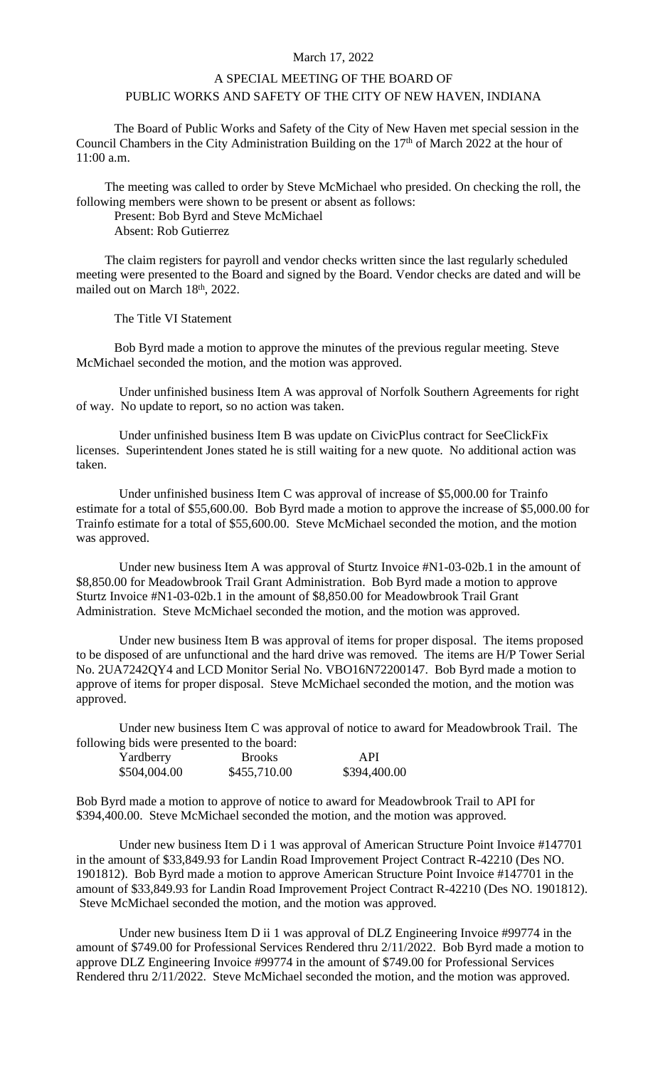March 17, 2022

# A SPECIAL MEETING OF THE BOARD OF PUBLIC WORKS AND SAFETY OF THE CITY OF NEW HAVEN, INDIANA

The Board of Public Works and Safety of the City of New Haven met special session in the Council Chambers in the City Administration Building on the 17th of March 2022 at the hour of 11:00 a.m.

The meeting was called to order by Steve McMichael who presided. On checking the roll, the following members were shown to be present or absent as follows:

Present: Bob Byrd and Steve McMichael
Absent: Rob Gutierrez

The claim registers for payroll and vendor checks written since the last regularly scheduled meeting were presented to the Board and signed by the Board. Vendor checks are dated and will be mailed out on March 18th, 2022.

The Title VI Statement

Bob Byrd made a motion to approve the minutes of the previous regular meeting. Steve McMichael seconded the motion, and the motion was approved.

Under unfinished business Item A was approval of Norfolk Southern Agreements for right of way. No update to report, so no action was taken.

Under unfinished business Item B was update on CivicPlus contract for SeeClickFix licenses. Superintendent Jones stated he is still waiting for a new quote. No additional action was taken.

Under unfinished business Item C was approval of increase of $5,000.00 for Trainfo estimate for a total of $55,600.00. Bob Byrd made a motion to approve the increase of $5,000.00 for Trainfo estimate for a total of $55,600.00. Steve McMichael seconded the motion, and the motion was approved.

Under new business Item A was approval of Sturtz Invoice #N1-03-02b.1 in the amount of $8,850.00 for Meadowbrook Trail Grant Administration. Bob Byrd made a motion to approve Sturtz Invoice #N1-03-02b.1 in the amount of $8,850.00 for Meadowbrook Trail Grant Administration. Steve McMichael seconded the motion, and the motion was approved.

Under new business Item B was approval of items for proper disposal. The items proposed to be disposed of are unfunctional and the hard drive was removed. The items are H/P Tower Serial No. 2UA7242QY4 and LCD Monitor Serial No. VBO16N72200147. Bob Byrd made a motion to approve of items for proper disposal. Steve McMichael seconded the motion, and the motion was approved.

Under new business Item C was approval of notice to award for Meadowbrook Trail. The following bids were presented to the board:

| Yardberry | Brooks | API |
|---|---|---|
| $504,004.00 | $455,710.00 | $394,400.00 |

Bob Byrd made a motion to approve of notice to award for Meadowbrook Trail to API for $394,400.00. Steve McMichael seconded the motion, and the motion was approved.

Under new business Item D i 1 was approval of American Structure Point Invoice #147701 in the amount of $33,849.93 for Landin Road Improvement Project Contract R-42210 (Des NO. 1901812). Bob Byrd made a motion to approve American Structure Point Invoice #147701 in the amount of $33,849.93 for Landin Road Improvement Project Contract R-42210 (Des NO. 1901812). Steve McMichael seconded the motion, and the motion was approved.

Under new business Item D ii 1 was approval of DLZ Engineering Invoice #99774 in the amount of $749.00 for Professional Services Rendered thru 2/11/2022. Bob Byrd made a motion to approve DLZ Engineering Invoice #99774 in the amount of $749.00 for Professional Services Rendered thru 2/11/2022. Steve McMichael seconded the motion, and the motion was approved.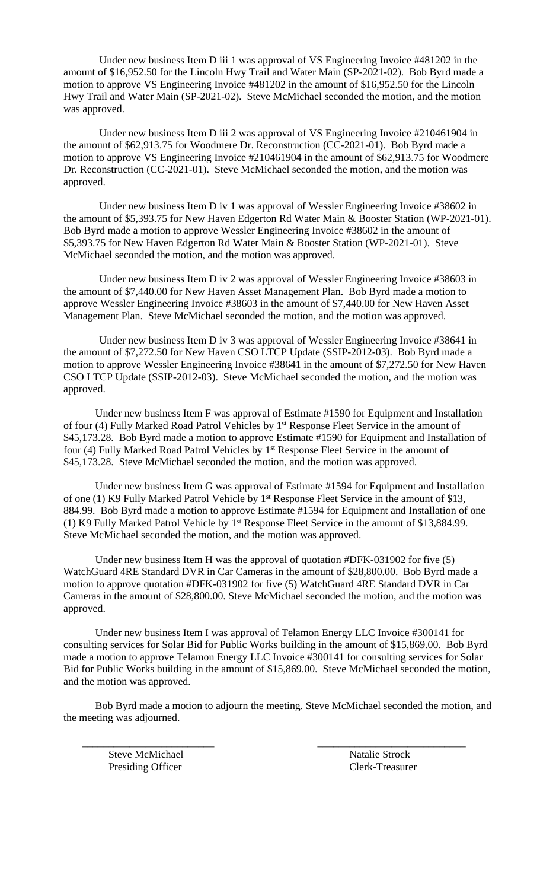Under new business Item D iii 1 was approval of VS Engineering Invoice #481202 in the amount of $16,952.50 for the Lincoln Hwy Trail and Water Main (SP-2021-02). Bob Byrd made a motion to approve VS Engineering Invoice #481202 in the amount of $16,952.50 for the Lincoln Hwy Trail and Water Main (SP-2021-02). Steve McMichael seconded the motion, and the motion was approved.

Under new business Item D iii 2 was approval of VS Engineering Invoice #210461904 in the amount of $62,913.75 for Woodmere Dr. Reconstruction (CC-2021-01). Bob Byrd made a motion to approve VS Engineering Invoice #210461904 in the amount of $62,913.75 for Woodmere Dr. Reconstruction (CC-2021-01). Steve McMichael seconded the motion, and the motion was approved.

Under new business Item D iv 1 was approval of Wessler Engineering Invoice #38602 in the amount of $5,393.75 for New Haven Edgerton Rd Water Main & Booster Station (WP-2021-01). Bob Byrd made a motion to approve Wessler Engineering Invoice #38602 in the amount of $5,393.75 for New Haven Edgerton Rd Water Main & Booster Station (WP-2021-01). Steve McMichael seconded the motion, and the motion was approved.

Under new business Item D iv 2 was approval of Wessler Engineering Invoice #38603 in the amount of $7,440.00 for New Haven Asset Management Plan. Bob Byrd made a motion to approve Wessler Engineering Invoice #38603 in the amount of $7,440.00 for New Haven Asset Management Plan. Steve McMichael seconded the motion, and the motion was approved.

Under new business Item D iv 3 was approval of Wessler Engineering Invoice #38641 in the amount of $7,272.50 for New Haven CSO LTCP Update (SSIP-2012-03). Bob Byrd made a motion to approve Wessler Engineering Invoice #38641 in the amount of $7,272.50 for New Haven CSO LTCP Update (SSIP-2012-03). Steve McMichael seconded the motion, and the motion was approved.

Under new business Item F was approval of Estimate #1590 for Equipment and Installation of four (4) Fully Marked Road Patrol Vehicles by 1st Response Fleet Service in the amount of $45,173.28. Bob Byrd made a motion to approve Estimate #1590 for Equipment and Installation of four (4) Fully Marked Road Patrol Vehicles by 1st Response Fleet Service in the amount of $45,173.28. Steve McMichael seconded the motion, and the motion was approved.

Under new business Item G was approval of Estimate #1594 for Equipment and Installation of one (1) K9 Fully Marked Patrol Vehicle by 1st Response Fleet Service in the amount of $13, 884.99. Bob Byrd made a motion to approve Estimate #1594 for Equipment and Installation of one (1) K9 Fully Marked Patrol Vehicle by 1st Response Fleet Service in the amount of $13,884.99. Steve McMichael seconded the motion, and the motion was approved.

Under new business Item H was the approval of quotation #DFK-031902 for five (5) WatchGuard 4RE Standard DVR in Car Cameras in the amount of $28,800.00. Bob Byrd made a motion to approve quotation #DFK-031902 for five (5) WatchGuard 4RE Standard DVR in Car Cameras in the amount of $28,800.00. Steve McMichael seconded the motion, and the motion was approved.

Under new business Item I was approval of Telamon Energy LLC Invoice #300141 for consulting services for Solar Bid for Public Works building in the amount of $15,869.00. Bob Byrd made a motion to approve Telamon Energy LLC Invoice #300141 for consulting services for Solar Bid for Public Works building in the amount of $15,869.00. Steve McMichael seconded the motion, and the motion was approved.

Bob Byrd made a motion to adjourn the meeting. Steve McMichael seconded the motion, and the meeting was adjourned.

\_\_\_\_\_\_\_\_\_\_\_\_\_\_\_\_\_\_\_\_\_\_\_\_\_\_
Steve McMichael
Presiding Officer

\_\_\_\_\_\_\_\_\_\_\_\_\_\_\_\_\_\_\_\_\_\_\_\_\_\_
Natalie Strock
Clerk-Treasurer